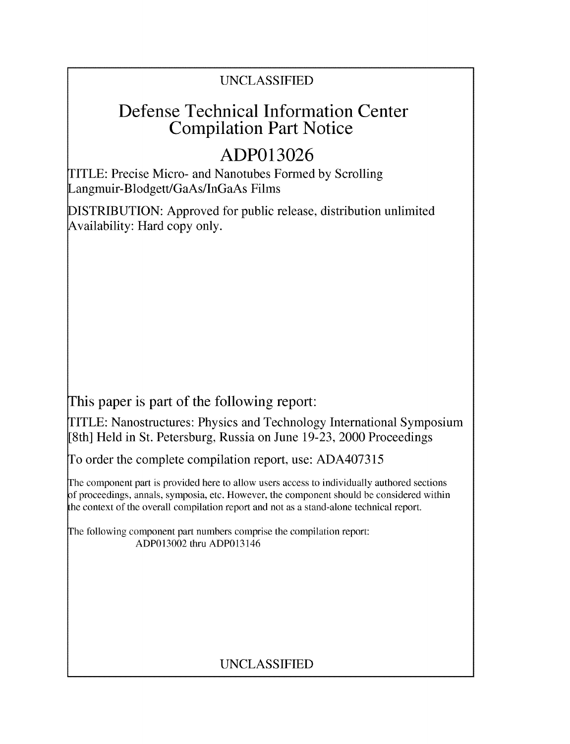UNCLASSIFIED

# Defense Technical Information Center Compilation Part Notice

# ADP013026

TITLE: Precise Micro- and Nanotubes Formed by Scrolling Langmuir-Blodgett/GaAs/InGaAs Films

DISTRIBUTION: Approved for public release, distribution unlimited
Availability: Hard copy only.

This paper is part of the following report:

TITLE: Nanostructures: Physics and Technology International Symposium [8th] Held in St. Petersburg, Russia on June 19-23, 2000 Proceedings

To order the complete compilation report, use: ADA407315

The component part is provided here to allow users access to individually authored sections of proceedings, annals, symposia, etc. However, the component should be considered within the context of the overall compilation report and not as a stand-alone technical report.

The following component part numbers comprise the compilation report:
ADP013002 thru ADP013146

UNCLASSIFIED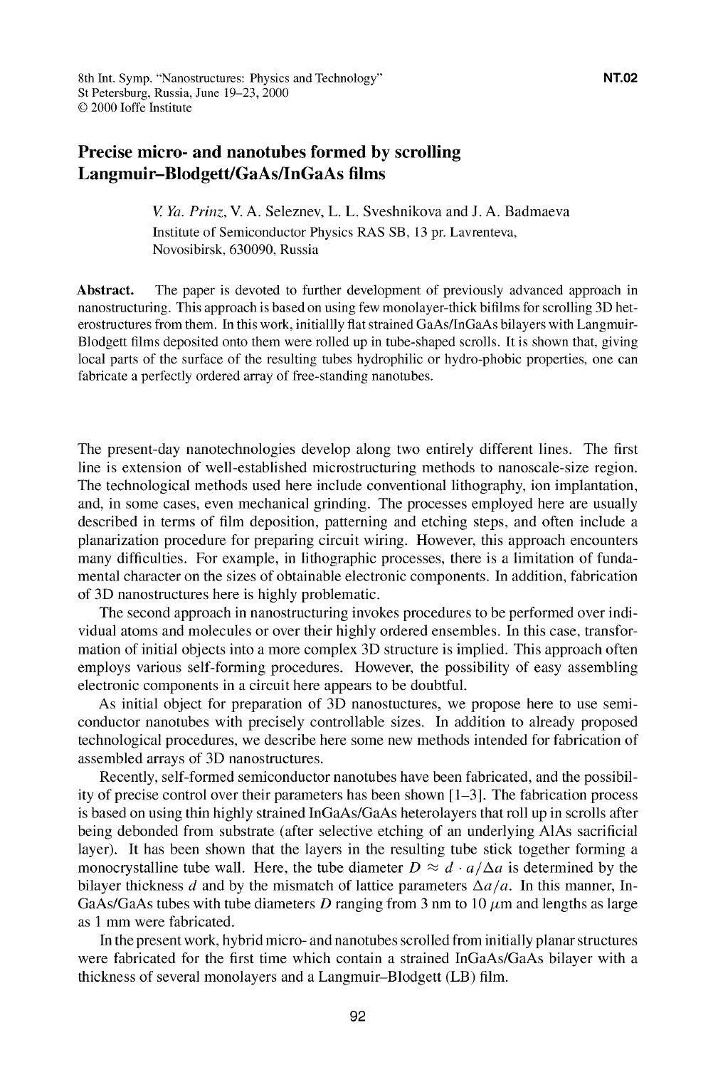# Precise micro- and nanotubes formed by scrolling Langmuir–Blodgett/GaAs/InGaAs films

*V. Ya. Prinz*, V. A. Seleznev, L. L. Sveshnikova and J. A. Badmaeva
Institute of Semiconductor Physics RAS SB, 13 pr. Lavrenteva, Novosibirsk, 630090, Russia

**Abstract.** The paper is devoted to further development of previously advanced approach in nanostructuring. This approach is based on using few monolayer-thick bifilms for scrolling 3D heterostructures from them. In this work, initiallly flat strained GaAs/InGaAs bilayers with Langmuir-Blodgett films deposited onto them were rolled up in tube-shaped scrolls. It is shown that, giving local parts of the surface of the resulting tubes hydrophilic or hydro-phobic properties, one can fabricate a perfectly ordered array of free-standing nanotubes.

The present-day nanotechnologies develop along two entirely different lines. The first line is extension of well-established microstructuring methods to nanoscale-size region. The technological methods used here include conventional lithography, ion implantation, and, in some cases, even mechanical grinding. The processes employed here are usually described in terms of film deposition, patterning and etching steps, and often include a planarization procedure for preparing circuit wiring. However, this approach encounters many difficulties. For example, in lithographic processes, there is a limitation of fundamental character on the sizes of obtainable electronic components. In addition, fabrication of 3D nanostructures here is highly problematic.

The second approach in nanostructuring invokes procedures to be performed over individual atoms and molecules or over their highly ordered ensembles. In this case, transformation of initial objects into a more complex 3D structure is implied. This approach often employs various self-forming procedures. However, the possibility of easy assembling electronic components in a circuit here appears to be doubtful.

As initial object for preparation of 3D nanostuctures, we propose here to use semiconductor nanotubes with precisely controllable sizes. In addition to already proposed technological procedures, we describe here some new methods intended for fabrication of assembled arrays of 3D nanostructures.

Recently, self-formed semiconductor nanotubes have been fabricated, and the possibility of precise control over their parameters has been shown [1–3]. The fabrication process is based on using thin highly strained InGaAs/GaAs heterolayers that roll up in scrolls after being debonded from substrate (after selective etching of an underlying AlAs sacrificial layer). It has been shown that the layers in the resulting tube stick together forming a monocrystalline tube wall. Here, the tube diameter $D \approx d \cdot a/\Delta a$ is determined by the bilayer thickness $d$ and by the mismatch of lattice parameters $\Delta a/a$. In this manner, InGaAs/GaAs tubes with tube diameters $D$ ranging from 3 nm to 10 $\mu$m and lengths as large as 1 mm were fabricated.

In the present work, hybrid micro- and nanotubes scrolled from initially planar structures were fabricated for the first time which contain a strained InGaAs/GaAs bilayer with a thickness of several monolayers and a Langmuir–Blodgett (LB) film.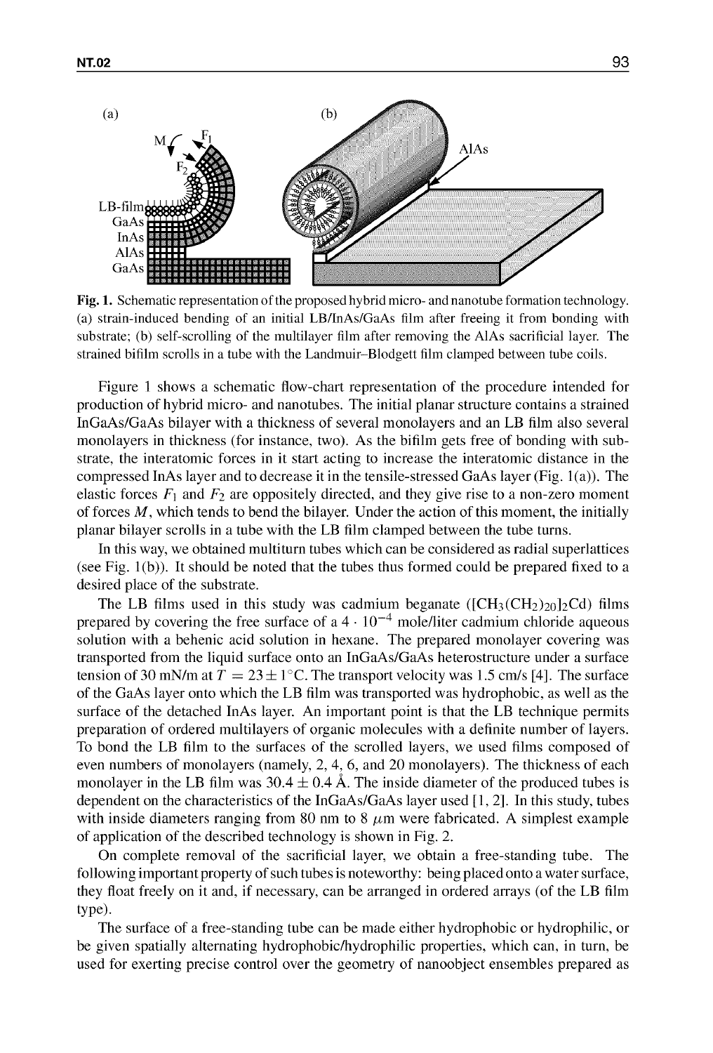**Fig. 1.** Schematic representation of the proposed hybrid micro- and nanotube formation technology. (a) strain-induced bending of an initial LB/InAs/GaAs film after freeing it from bonding with substrate; (b) self-scrolling of the multilayer film after removing the AlAs sacrificial layer. The strained bifilm scrolls in a tube with the Landmuir–Blodgett film clamped between tube coils.

Figure 1 shows a schematic flow-chart representation of the procedure intended for production of hybrid micro- and nanotubes. The initial planar structure contains a strained InGaAs/GaAs bilayer with a thickness of several monolayers and an LB film also several monolayers in thickness (for instance, two). As the bifilm gets free of bonding with substrate, the interatomic forces in it start acting to increase the interatomic distance in the compressed InAs layer and to decrease it in the tensile-stressed GaAs layer (Fig. 1(a)). The elastic forces $F_1$ and $F_2$ are oppositely directed, and they give rise to a non-zero moment of forces $M$, which tends to bend the bilayer. Under the action of this moment, the initially planar bilayer scrolls in a tube with the LB film clamped between the tube turns.

In this way, we obtained multiturn tubes which can be considered as radial superlattices (see Fig. 1(b)). It should be noted that the tubes thus formed could be prepared fixed to a desired place of the substrate.

The LB films used in this study was cadmium beganate ($[CH_3(CH_2)_{20}]_2Cd$) films prepared by covering the free surface of a $4 \cdot 10^{-4}$ mole/liter cadmium chloride aqueous solution with a behenic acid solution in hexane. The prepared monolayer covering was transported from the liquid surface onto an InGaAs/GaAs heterostructure under a surface tension of 30 mN/m at $T = 23 \pm 1$°C. The transport velocity was 1.5 cm/s [4]. The surface of the GaAs layer onto which the LB film was transported was hydrophobic, as well as the surface of the detached InAs layer. An important point is that the LB technique permits preparation of ordered multilayers of organic molecules with a definite number of layers. To bond the LB film to the surfaces of the scrolled layers, we used films composed of even numbers of monolayers (namely, 2, 4, 6, and 20 monolayers). The thickness of each monolayer in the LB film was $30.4 \pm 0.4$ Å. The inside diameter of the produced tubes is dependent on the characteristics of the InGaAs/GaAs layer used [1, 2]. In this study, tubes with inside diameters ranging from 80 nm to 8 $\mu$m were fabricated. A simplest example of application of the described technology is shown in Fig. 2.

On complete removal of the sacrificial layer, we obtain a free-standing tube. The following important property of such tubes is noteworthy: being placed onto a water surface, they float freely on it and, if necessary, can be arranged in ordered arrays (of the LB film type).

The surface of a free-standing tube can be made either hydrophobic or hydrophilic, or be given spatially alternating hydrophobic/hydrophilic properties, which can, in turn, be used for exerting precise control over the geometry of nanoobject ensembles prepared as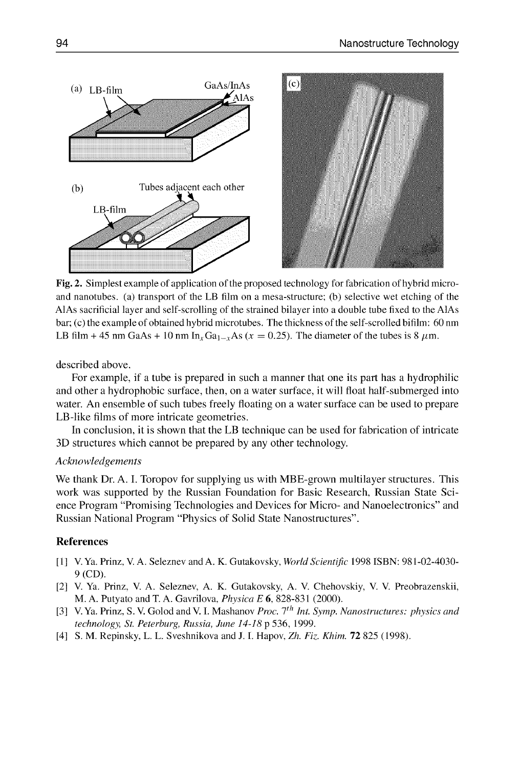(a) LB-film GaAs/InAs AlAs

(b) Tubes adjacent each other

LB-film

(c)

**Fig. 2.** Simplest example of application of the proposed technology for fabrication of hybrid micro- and nanotubes. (a) transport of the LB film on a mesa-structure; (b) selective wet etching of the AlAs sacrificial layer and self-scrolling of the strained bilayer into a double tube fixed to the AlAs bar; (c) the example of obtained hybrid microtubes. The thickness of the self-scrolled bifilm: 60 nm LB film + 45 nm GaAs + 10 nm $In_xGa_{1-x}As$ ($x = 0.25$). The diameter of the tubes is 8 $\mu$m.

described above.

For example, if a tube is prepared in such a manner that one its part has a hydrophilic and other a hydrophobic surface, then, on a water surface, it will float half-submerged into water. An ensemble of such tubes freely floating on a water surface can be used to prepare LB-like films of more intricate geometries.

In conclusion, it is shown that the LB technique can be used for fabrication of intricate 3D structures which cannot be prepared by any other technology.

*Acknowledgements*

We thank Dr. A. I. Toropov for supplying us with MBE-grown multilayer structures. This work was supported by the Russian Foundation for Basic Research, Russian State Science Program "Promising Technologies and Devices for Micro- and Nanoelectronics" and Russian National Program "Physics of Solid State Nanostructures".

## References

[1] V. Ya. Prinz, V. A. Seleznev and A. K. Gutakovsky, *World Scientific* 1998 ISBN: 981-02-4030-9 (CD).

[2] V. Ya. Prinz, V. A. Seleznev, A. K. Gutakovsky, A. V. Chehovskiy, V. V. Preobrazenskii, M. A. Putyato and T. A. Gavrilova, *Physica E* **6**, 828-831 (2000).

[3] V. Ya. Prinz, S. V. Golod and V. I. Mashanov *Proc. 7th Int. Symp. Nanostructures: physics and technology, St. Peterburg, Russia, June 14-18* p 536, 1999.

[4] S. M. Repinsky, L. L. Sveshnikova and J. I. Hapov, *Zh. Fiz. Khim.* **72** 825 (1998).